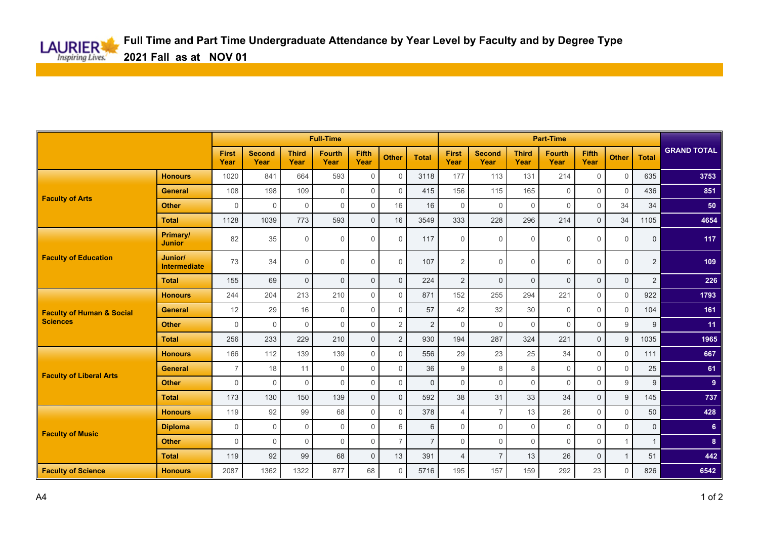# Full Time and Part Time Undergraduate Attendance by Year Level by Faculty and by Degree Type

## 2021 Fall as at NOV 01

| | | Full-Time | | | | | | | Part-Time | | | | | | | GRAND TOTAL |
|---|---|---|---|---|---|---|---|---|---|---|---|---|---|---|---|---|
| | | First Year | Second Year | Third Year | Fourth Year | Fifth Year | Other | Total | First Year | Second Year | Third Year | Fourth Year | Fifth Year | Other | Total | |
| **Faculty of Arts** | **Honours** | 1020 | 841 | 664 | 593 | 0 | 0 | 3118 | 177 | 113 | 131 | 214 | 0 | 0 | 635 | **3753** |
| | **General** | 108 | 198 | 109 | 0 | 0 | 0 | 415 | 156 | 115 | 165 | 0 | 0 | 0 | 436 | **851** |
| | **Other** | 0 | 0 | 0 | 0 | 0 | 16 | 16 | 0 | 0 | 0 | 0 | 0 | 34 | 34 | **50** |
| | **Total** | 1128 | 1039 | 773 | 593 | 0 | 16 | 3549 | 333 | 228 | 296 | 214 | 0 | 34 | 1105 | **4654** |
| **Faculty of Education** | **Primary/ Junior** | 82 | 35 | 0 | 0 | 0 | 0 | 117 | 0 | 0 | 0 | 0 | 0 | 0 | 0 | **117** |
| | **Junior/ Intermediate** | 73 | 34 | 0 | 0 | 0 | 0 | 107 | 2 | 0 | 0 | 0 | 0 | 0 | 2 | **109** |
| | **Total** | 155 | 69 | 0 | 0 | 0 | 0 | 224 | 2 | 0 | 0 | 0 | 0 | 0 | 2 | **226** |
| **Faculty of Human & Social Sciences** | **Honours** | 244 | 204 | 213 | 210 | 0 | 0 | 871 | 152 | 255 | 294 | 221 | 0 | 0 | 922 | **1793** |
| | **General** | 12 | 29 | 16 | 0 | 0 | 0 | 57 | 42 | 32 | 30 | 0 | 0 | 0 | 104 | **161** |
| | **Other** | 0 | 0 | 0 | 0 | 0 | 2 | 2 | 0 | 0 | 0 | 0 | 0 | 9 | 9 | **11** |
| | **Total** | 256 | 233 | 229 | 210 | 0 | 2 | 930 | 194 | 287 | 324 | 221 | 0 | 9 | 1035 | **1965** |
| **Faculty of Liberal Arts** | **Honours** | 166 | 112 | 139 | 139 | 0 | 0 | 556 | 29 | 23 | 25 | 34 | 0 | 0 | 111 | **667** |
| | **General** | 7 | 18 | 11 | 0 | 0 | 0 | 36 | 9 | 8 | 8 | 0 | 0 | 0 | 25 | **61** |
| | **Other** | 0 | 0 | 0 | 0 | 0 | 0 | 0 | 0 | 0 | 0 | 0 | 0 | 9 | 9 | **9** |
| | **Total** | 173 | 130 | 150 | 139 | 0 | 0 | 592 | 38 | 31 | 33 | 34 | 0 | 9 | 145 | **737** |
| **Faculty of Music** | **Honours** | 119 | 92 | 99 | 68 | 0 | 0 | 378 | 4 | 7 | 13 | 26 | 0 | 0 | 50 | **428** |
| | **Diploma** | 0 | 0 | 0 | 0 | 0 | 6 | 6 | 0 | 0 | 0 | 0 | 0 | 0 | 0 | **6** |
| | **Other** | 0 | 0 | 0 | 0 | 0 | 7 | 7 | 0 | 0 | 0 | 0 | 0 | 1 | 1 | **8** |
| | **Total** | 119 | 92 | 99 | 68 | 0 | 13 | 391 | 4 | 7 | 13 | 26 | 0 | 1 | 51 | **442** |
| **Faculty of Science** | **Honours** | 2087 | 1362 | 1322 | 877 | 68 | 0 | 5716 | 195 | 157 | 159 | 292 | 23 | 0 | 826 | **6542** |

A4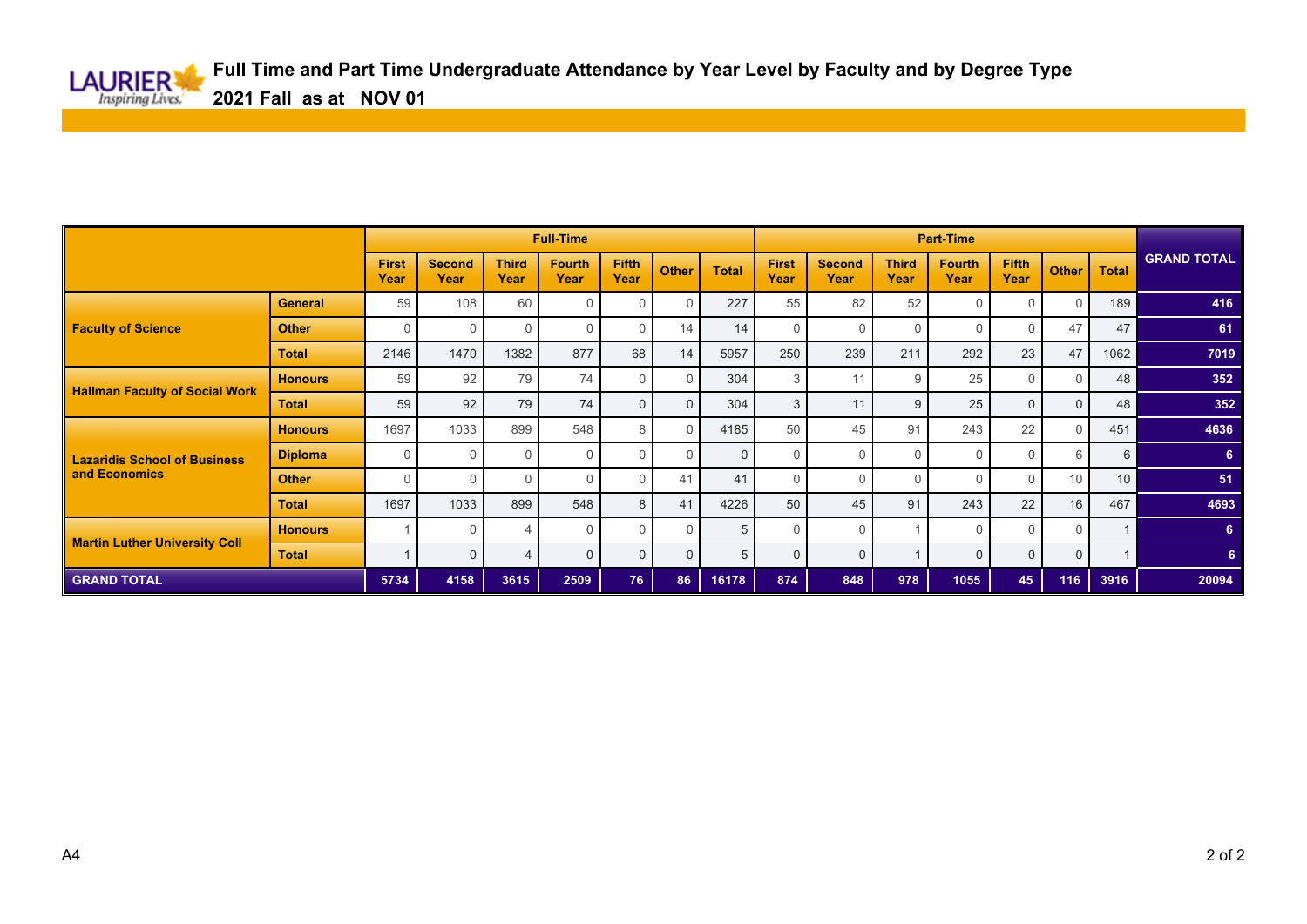# Full Time and Part Time Undergraduate Attendance by Year Level by Faculty and by Degree Type

## 2021 Fall as at NOV 01

| | | Full-Time | | | | | | | Part-Time | | | | | | | GRAND TOTAL |
|---|---|---|---|---|---|---|---|---|---|---|---|---|---|---|---|---|
| | | First Year | Second Year | Third Year | Fourth Year | Fifth Year | Other | Total | First Year | Second Year | Third Year | Fourth Year | Fifth Year | Other | Total | |
| Faculty of Science | General | 59 | 108 | 60 | 0 | 0 | 0 | 227 | 55 | 82 | 52 | 0 | 0 | 0 | 189 | 416 |
| | Other | 0 | 0 | 0 | 0 | 0 | 14 | 14 | 0 | 0 | 0 | 0 | 0 | 47 | 47 | 61 |
| | Total | 2146 | 1470 | 1382 | 877 | 68 | 14 | 5957 | 250 | 239 | 211 | 292 | 23 | 47 | 1062 | 7019 |
| Hallman Faculty of Social Work | Honours | 59 | 92 | 79 | 74 | 0 | 0 | 304 | 3 | 11 | 9 | 25 | 0 | 0 | 48 | 352 |
| | Total | 59 | 92 | 79 | 74 | 0 | 0 | 304 | 3 | 11 | 9 | 25 | 0 | 0 | 48 | 352 |
| Lazaridis School of Business and Economics | Honours | 1697 | 1033 | 899 | 548 | 8 | 0 | 4185 | 50 | 45 | 91 | 243 | 22 | 0 | 451 | 4636 |
| | Diploma | 0 | 0 | 0 | 0 | 0 | 0 | 0 | 0 | 0 | 0 | 0 | 0 | 6 | 6 | 6 |
| | Other | 0 | 0 | 0 | 0 | 0 | 41 | 41 | 0 | 0 | 0 | 0 | 0 | 10 | 10 | 51 |
| | Total | 1697 | 1033 | 899 | 548 | 8 | 41 | 4226 | 50 | 45 | 91 | 243 | 22 | 16 | 467 | 4693 |
| Martin Luther University Coll | Honours | 1 | 0 | 4 | 0 | 0 | 0 | 5 | 0 | 0 | 1 | 0 | 0 | 0 | 1 | 6 |
| | Total | 1 | 0 | 4 | 0 | 0 | 0 | 5 | 0 | 0 | 1 | 0 | 0 | 0 | 1 | 6 |
| GRAND TOTAL | | 5734 | 4158 | 3615 | 2509 | 76 | 86 | 16178 | 874 | 848 | 978 | 1055 | 45 | 116 | 3916 | 20094 |

A4